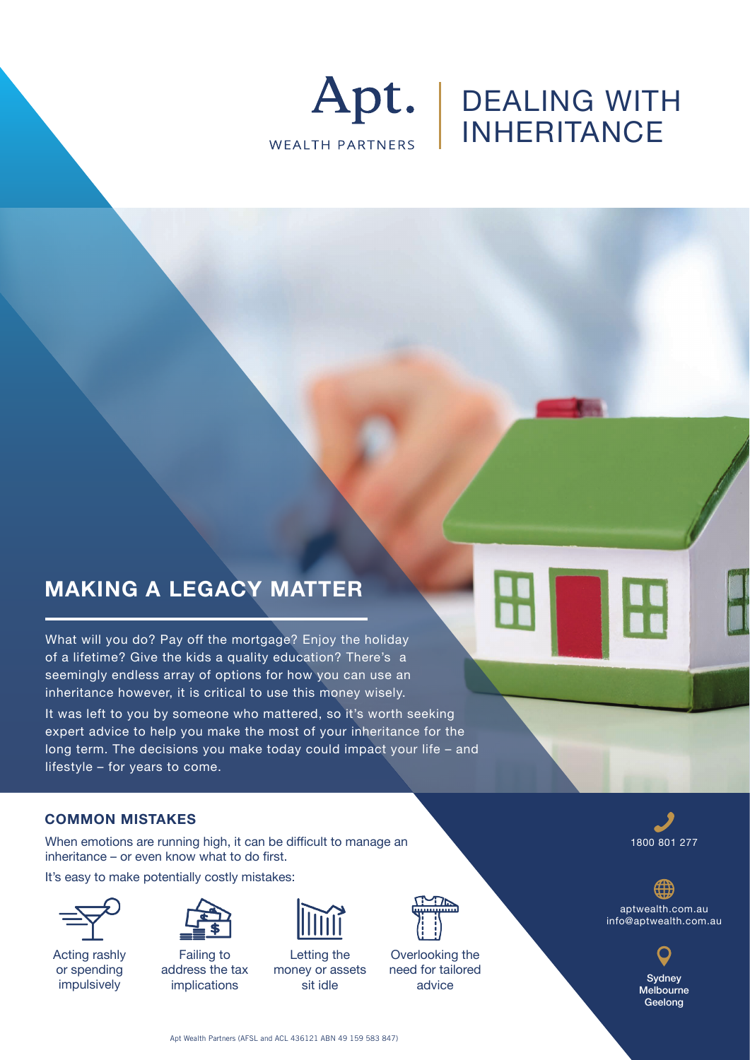Apt.

WEALTH PARTNERS

# DEALING WITH INHERITANCE

## MAKING A LEGACY MATTER

What will you do? Pay off the mortgage? Enjoy the holiday of a lifetime? Give the kids a quality education? There's a seemingly endless array of options for how you can use an inheritance however, it is critical to use this money wisely.

It was left to you by someone who mattered, so it's worth seeking expert advice to help you make the most of your inheritance for the long term. The decisions you make today could impact your life – and lifestyle – for years to come.

### COMMON MISTAKES

When emotions are running high, it can be difficult to manage an inheritance – or even know what to do first.

It's easy to make potentially costly mistakes:

- Acting rashly or spending impulsively
- Failing to address the tax implications
- Letting the money or assets sit idle
- Overlooking the need for tailored advice

1800 801 277

aptwealth.com.au
info@aptwealth.com.au

**Sydney**
**Melbourne**
**Geelong**

Apt Wealth Partners (AFSL and ACL 436121 ABN 49 159 583 847)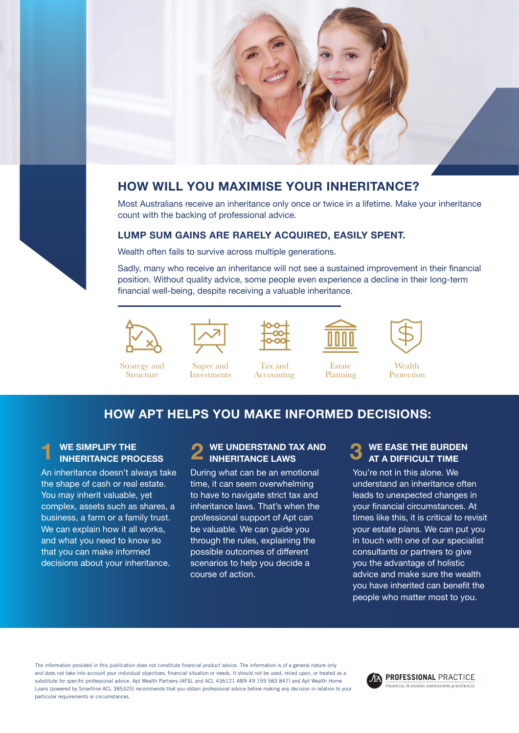## HOW WILL YOU MAXIMISE YOUR INHERITANCE?

Most Australians receive an inheritance only once or twice in a lifetime. Make your inheritance count with the backing of professional advice.

### LUMP SUM GAINS ARE RARELY ACQUIRED, EASILY SPENT.

Wealth often fails to survive across multiple generations.

Sadly, many who receive an inheritance will not see a sustained improvement in their financial position. Without quality advice, some people even experience a decline in their long-term financial well-being, despite receiving a valuable inheritance.

Strategy and Structure

Super and Investments

Tax and Accounting

Estate Planning

Wealth Protection

## HOW APT HELPS YOU MAKE INFORMED DECISIONS:

### 1 WE SIMPLIFY THE INHERITANCE PROCESS

An inheritance doesn't always take the shape of cash or real estate. You may inherit valuable, yet complex, assets such as shares, a business, a farm or a family trust. We can explain how it all works, and what you need to know so that you can make informed decisions about your inheritance.

### 2 WE UNDERSTAND TAX AND INHERITANCE LAWS

During what can be an emotional time, it can seem overwhelming to have to navigate strict tax and inheritance laws. That's when the professional support of Apt can be valuable. We can guide you through the rules, explaining the possible outcomes of different scenarios to help you decide a course of action.

### 3 WE EASE THE BURDEN AT A DIFFICULT TIME

You're not in this alone. We understand an inheritance often leads to unexpected changes in your financial circumstances. At times like this, it is critical to revisit your estate plans. We can put you in touch with one of our specialist consultants or partners to give you the advantage of holistic advice and make sure the wealth you have inherited can benefit the people who matter most to you.

The information provided in this publication does not constitute financial product advice. The information is of a general nature only and does not take into account your individual objectives, financial situation or needs. It should not be used, relied upon, or treated as a substitute for specific professional advice. Apt Wealth Partners (AFSL and ACL 436121 ABN 49 159 583 847) and Apt Wealth Home Loans (powered by Smartline ACL 385325) recommends that you obtain professional advice before making any decision in relation to your particular requirements or circumstances.

PROFESSIONAL PRACTICE
FINANCIAL PLANNING ASSOCIATION of AUSTRALIA